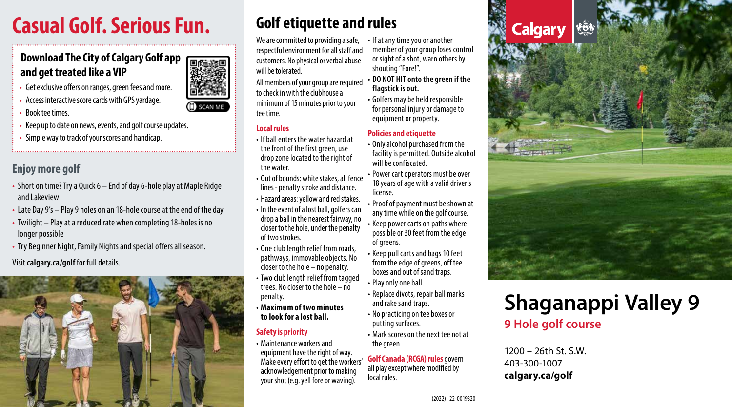# Casual Golf. Serious Fun.

## Download The City of Calgary Golf app and get treated like a VIP

- Get exclusive offers on ranges, green fees and more.
- Access interactive score cards with GPS yardage.
- Book tee times.
- Keep up to date on news, events, and golf course updates.
- Simple way to track of your scores and handicap.

SCAN ME

## Enjoy more golf

- Short on time? Try a Quick 6 – End of day 6-hole play at Maple Ridge and Lakeview
- Late Day 9's – Play 9 holes on an 18-hole course at the end of the day
- Twilight – Play at a reduced rate when completing 18-holes is no longer possible
- Try Beginner Night, Family Nights and special offers all season.

Visit **calgary.ca/golf** for full details.

# Golf etiquette and rules

We are committed to providing a safe, respectful environment for all staff and customers. No physical or verbal abuse will be tolerated.

All members of your group are required to check in with the clubhouse a minimum of 15 minutes prior to your tee time.

### Local rules

- If ball enters the water hazard at the front of the first green, use drop zone located to the right of the water.
- Out of bounds: white stakes, all fence lines - penalty stroke and distance.
- Hazard areas: yellow and red stakes.
- In the event of a lost ball, golfers can drop a ball in the nearest fairway, no closer to the hole, under the penalty of two strokes.
- One club length relief from roads, pathways, immovable objects. No closer to the hole – no penalty.
- Two club length relief from tagged trees. No closer to the hole – no penalty.
- **Maximum of two minutes to look for a lost ball.**

### Safety is priority

- Maintenance workers and equipment have the right of way. Make every effort to get the workers' acknowledgement prior to making your shot (e.g. yell fore or waving).
- If at any time you or another member of your group loses control or sight of a shot, warn others by shouting "Fore!".
- **DO NOT HIT onto the green if the flagstick is out.**
- Golfers may be held responsible for personal injury or damage to equipment or property.

### Policies and etiquette

- Only alcohol purchased from the facility is permitted. Outside alcohol will be confiscated.
- Power cart operators must be over 18 years of age with a valid driver's license.
- Proof of payment must be shown at any time while on the golf course.
- Keep power carts on paths where possible or 30 feet from the edge of greens.
- Keep pull carts and bags 10 feet from the edge of greens, off tee boxes and out of sand traps.
- Play only one ball.
- Replace divots, repair ball marks and rake sand traps.
- No practicing on tee boxes or putting surfaces.
- Mark scores on the next tee not at the green.

**Golf Canada (RCGA) rules** govern all play except where modified by local rules.

(2022) 22-0019320

Calgary

# Shaganappi Valley 9

## 9 Hole golf course

1200 – 26th St. S.W.
403-300-1007
**calgary.ca/golf**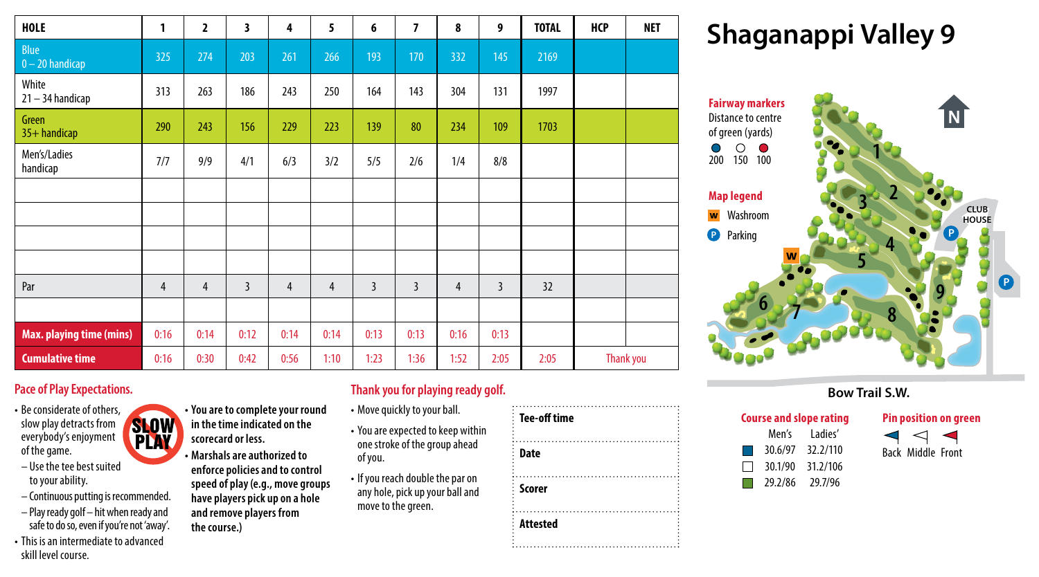| HOLE | 1 | 2 | 3 | 4 | 5 | 6 | 7 | 8 | 9 | TOTAL | HCP | NET |
|---|---|---|---|---|---|---|---|---|---|---|---|---|
| Blue 0 – 20 handicap | 325 | 274 | 203 | 261 | 266 | 193 | 170 | 332 | 145 | 2169 | | |
| White 21 – 34 handicap | 313 | 263 | 186 | 243 | 250 | 164 | 143 | 304 | 131 | 1997 | | |
| Green 35+ handicap | 290 | 243 | 156 | 229 | 223 | 139 | 80 | 234 | 109 | 1703 | | |
| Men's/Ladies handicap | 7/7 | 9/9 | 4/1 | 6/3 | 3/2 | 5/5 | 2/6 | 1/4 | 8/8 | | | |
| | | | | | | | | | | | | |
| | | | | | | | | | | | | |
| | | | | | | | | | | | | |
| | | | | | | | | | | | | |
| Par | 4 | 4 | 3 | 4 | 4 | 3 | 3 | 4 | 3 | 32 | | |
| | | | | | | | | | | | | |
| Max. playing time (mins) | 0:16 | 0:14 | 0:12 | 0:14 | 0:14 | 0:13 | 0:13 | 0:16 | 0:13 | | | |
| Cumulative time | 0:16 | 0:30 | 0:42 | 0:56 | 1:10 | 1:23 | 1:36 | 1:52 | 2:05 | 2:05 | Thank you | |

# Shaganappi Valley 9

**Fairway markers**
Distance to centre of green (yards)
200 150 100

**Map legend**
W Washroom
P Parking

CLUB HOUSE

Bow Trail S.W.

**Course and slope rating**

| | Men's | Ladies' |
|---|---|---|
| Blue | 30.6/97 | 32.2/110 |
| White | 30.1/90 | 31.2/106 |
| Green | 29.2/86 | 29.7/96 |

**Pin position on green**
Back Middle Front

## Pace of Play Expectations.

SLOW PLAY

- Be considerate of others, slow play detracts from everybody's enjoyment of the game.
  - Use the tee best suited to your ability.
  - Continuous putting is recommended.
  - Play ready golf – hit when ready and safe to do so, even if you're not 'away'.
- This is an intermediate to advanced skill level course.
- **You are to complete your round in the time indicated on the scorecard or less.**
- **Marshals are authorized to enforce policies and to control speed of play (e.g., move groups have players pick up on a hole and remove players from the course.)**

## Thank you for playing ready golf.

- Move quickly to your ball.
- You are expected to keep within one stroke of the group ahead of you.
- If you reach double the par on any hole, pick up your ball and move to the green.

**Tee-off time**

**Date**

**Scorer**

**Attested**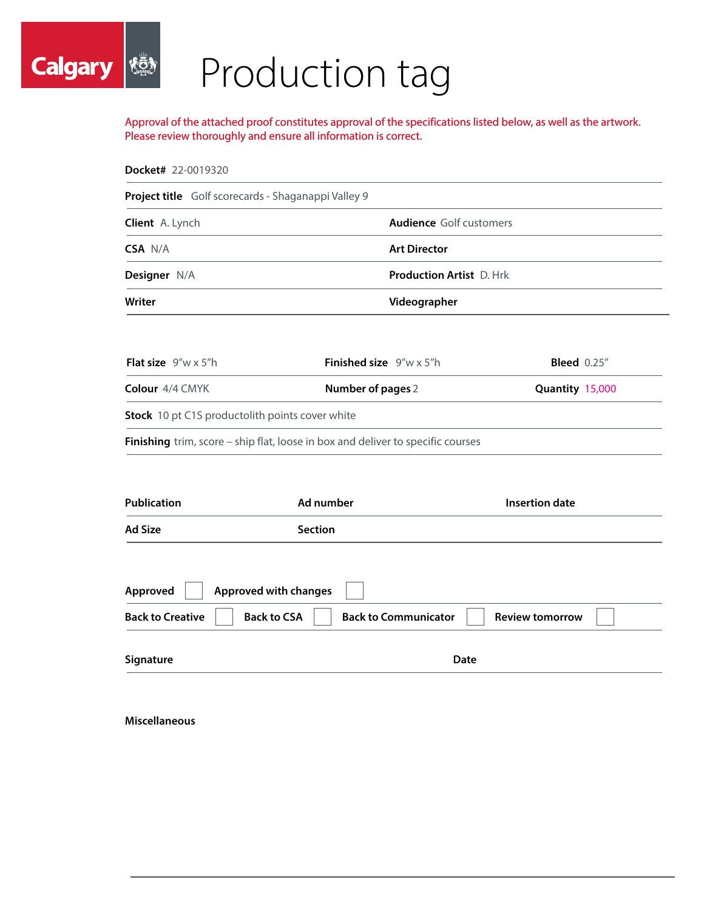Calgary

# Production tag

Approval of the attached proof constitutes approval of the specifications listed below, as well as the artwork. Please review thoroughly and ensure all information is correct.

**Docket#** 22-0019320

**Project title** Golf scorecards - Shaganappi Valley 9

| | |
|---|---|
| **Client** A. Lynch | **Audience** Golf customers |
| **CSA** N/A | **Art Director** |
| **Designer** N/A | **Production Artist** D. Hrk |
| **Writer** | **Videographer** |

| | | |
|---|---|---|
| **Flat size** 9″w x 5″h | **Finished size** 9″w x 5″h | **Bleed** 0.25″ |
| **Colour** 4/4 CMYK | **Number of pages** 2 | **Quantity** 15,000 |

**Stock** 10 pt C1S productolith points cover white

**Finishing** trim, score – ship flat, loose in box and deliver to specific courses

| | | |
|---|---|---|
| **Publication** | **Ad number** | **Insertion date** |
| **Ad Size** | **Section** | |

**Approved** ☐ **Approved with changes** ☐

**Back to Creative** ☐ **Back to CSA** ☐ **Back to Communicator** ☐ **Review tomorrow** ☐

**Signature** **Date**

**Miscellaneous**